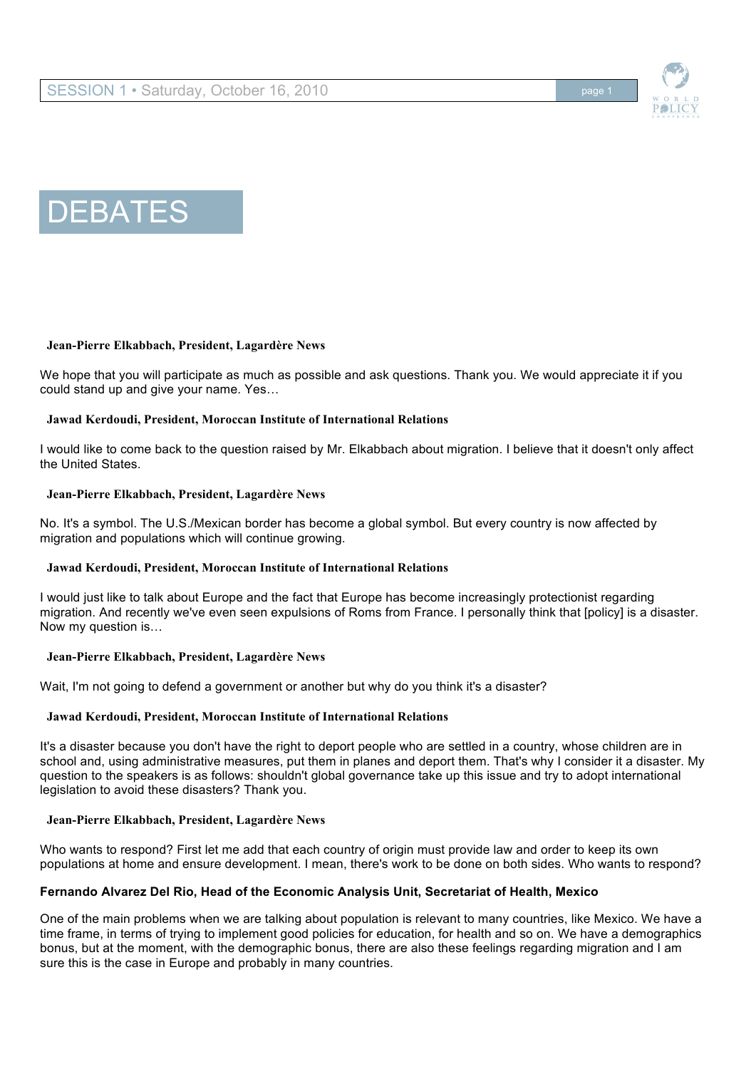# DEBATES

**Jean-Pierre Elkabbach, President, Lagardère News**

We hope that you will participate as much as possible and ask questions. Thank you. We would appreciate it if you could stand up and give your name. Yes…

**Jawad Kerdoudi, President, Moroccan Institute of International Relations**

I would like to come back to the question raised by Mr. Elkabbach about migration. I believe that it doesn't only affect the United States.

**Jean-Pierre Elkabbach, President, Lagardère News**

No. It's a symbol. The U.S./Mexican border has become a global symbol. But every country is now affected by migration and populations which will continue growing.

**Jawad Kerdoudi, President, Moroccan Institute of International Relations**

I would just like to talk about Europe and the fact that Europe has become increasingly protectionist regarding migration. And recently we've even seen expulsions of Roms from France. I personally think that [policy] is a disaster. Now my question is…

**Jean-Pierre Elkabbach, President, Lagardère News**

Wait, I'm not going to defend a government or another but why do you think it's a disaster?

**Jawad Kerdoudi, President, Moroccan Institute of International Relations**

It's a disaster because you don't have the right to deport people who are settled in a country, whose children are in school and, using administrative measures, put them in planes and deport them. That's why I consider it a disaster. My question to the speakers is as follows: shouldn't global governance take up this issue and try to adopt international legislation to avoid these disasters? Thank you.

**Jean-Pierre Elkabbach, President, Lagardère News**

Who wants to respond? First let me add that each country of origin must provide law and order to keep its own populations at home and ensure development. I mean, there's work to be done on both sides. Who wants to respond?

**Fernando Alvarez Del Rio, Head of the Economic Analysis Unit, Secretariat of Health, Mexico**

One of the main problems when we are talking about population is relevant to many countries, like Mexico. We have a time frame, in terms of trying to implement good policies for education, for health and so on. We have a demographics bonus, but at the moment, with the demographic bonus, there are also these feelings regarding migration and I am sure this is the case in Europe and probably in many countries.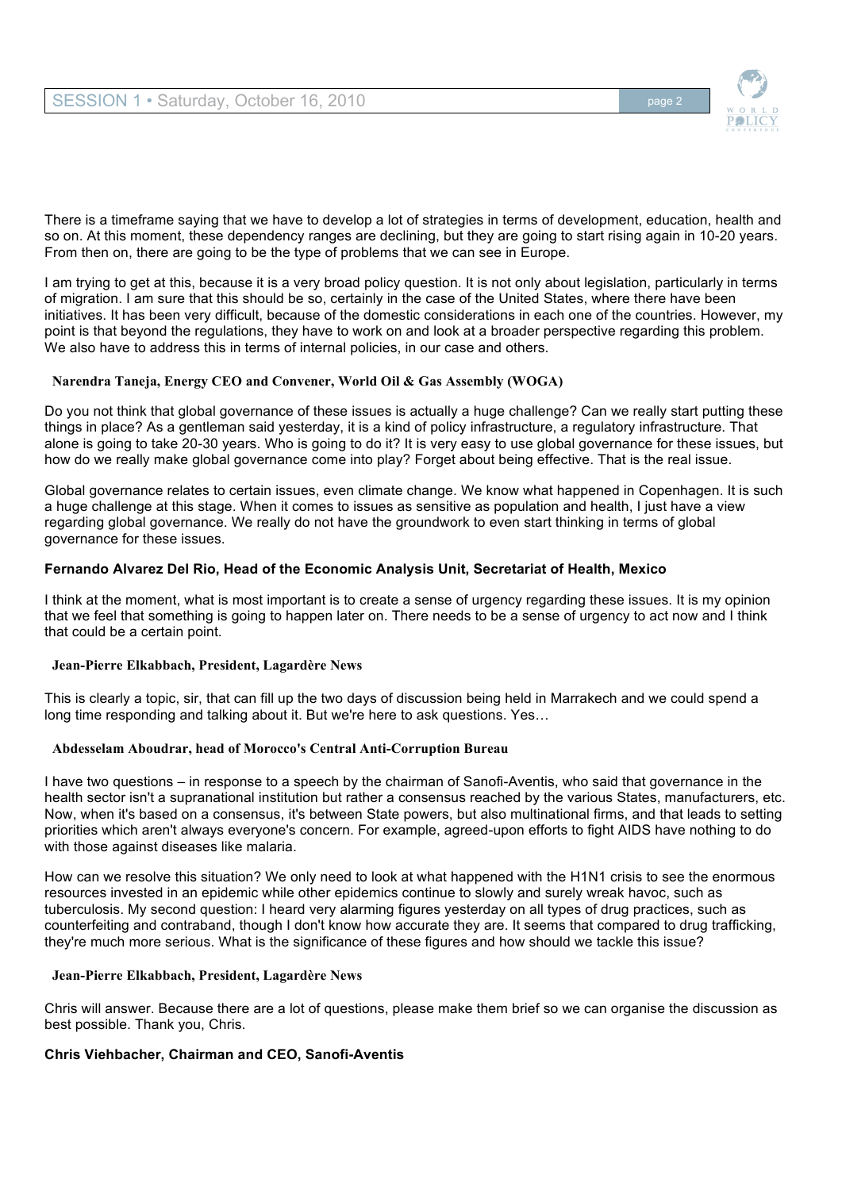There is a timeframe saying that we have to develop a lot of strategies in terms of development, education, health and so on. At this moment, these dependency ranges are declining, but they are going to start rising again in 10-20 years. From then on, there are going to be the type of problems that we can see in Europe.

I am trying to get at this, because it is a very broad policy question. It is not only about legislation, particularly in terms of migration. I am sure that this should be so, certainly in the case of the United States, where there have been initiatives. It has been very difficult, because of the domestic considerations in each one of the countries. However, my point is that beyond the regulations, they have to work on and look at a broader perspective regarding this problem. We also have to address this in terms of internal policies, in our case and others.

**Narendra Taneja, Energy CEO and Convener, World Oil & Gas Assembly (WOGA)**

Do you not think that global governance of these issues is actually a huge challenge? Can we really start putting these things in place? As a gentleman said yesterday, it is a kind of policy infrastructure, a regulatory infrastructure. That alone is going to take 20-30 years. Who is going to do it? It is very easy to use global governance for these issues, but how do we really make global governance come into play? Forget about being effective. That is the real issue.

Global governance relates to certain issues, even climate change. We know what happened in Copenhagen. It is such a huge challenge at this stage. When it comes to issues as sensitive as population and health, I just have a view regarding global governance. We really do not have the groundwork to even start thinking in terms of global governance for these issues.

**Fernando Alvarez Del Rio, Head of the Economic Analysis Unit, Secretariat of Health, Mexico**

I think at the moment, what is most important is to create a sense of urgency regarding these issues. It is my opinion that we feel that something is going to happen later on. There needs to be a sense of urgency to act now and I think that could be a certain point.

**Jean-Pierre Elkabbach, President, Lagardère News**

This is clearly a topic, sir, that can fill up the two days of discussion being held in Marrakech and we could spend a long time responding and talking about it. But we're here to ask questions. Yes…

**Abdesselam Aboudrar, head of Morocco's Central Anti-Corruption Bureau**

I have two questions – in response to a speech by the chairman of Sanofi-Aventis, who said that governance in the health sector isn't a supranational institution but rather a consensus reached by the various States, manufacturers, etc. Now, when it's based on a consensus, it's between State powers, but also multinational firms, and that leads to setting priorities which aren't always everyone's concern. For example, agreed-upon efforts to fight AIDS have nothing to do with those against diseases like malaria.

How can we resolve this situation? We only need to look at what happened with the H1N1 crisis to see the enormous resources invested in an epidemic while other epidemics continue to slowly and surely wreak havoc, such as tuberculosis. My second question: I heard very alarming figures yesterday on all types of drug practices, such as counterfeiting and contraband, though I don't know how accurate they are. It seems that compared to drug trafficking, they're much more serious. What is the significance of these figures and how should we tackle this issue?

**Jean-Pierre Elkabbach, President, Lagardère News**

Chris will answer. Because there are a lot of questions, please make them brief so we can organise the discussion as best possible. Thank you, Chris.

**Chris Viehbacher, Chairman and CEO, Sanofi-Aventis**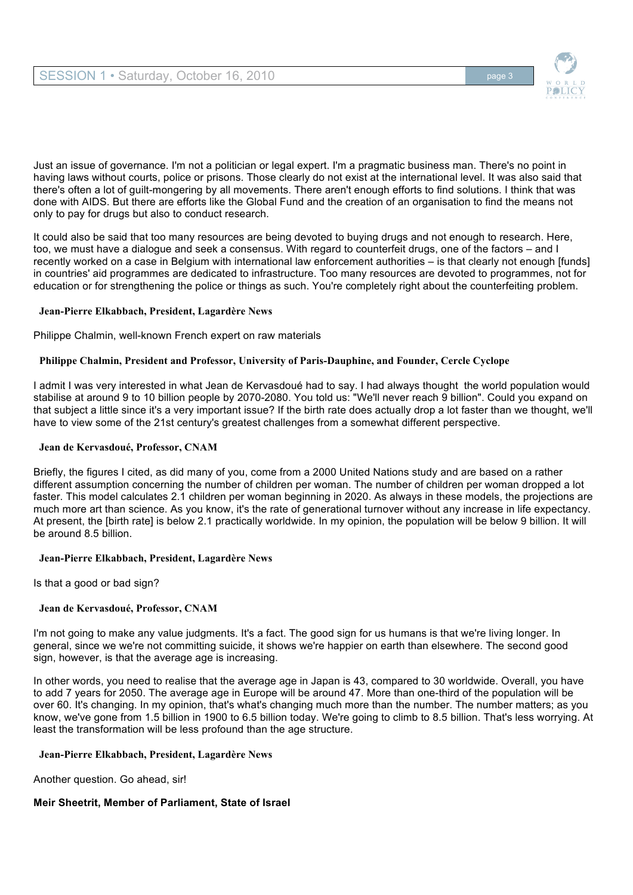Just an issue of governance. I'm not a politician or legal expert. I'm a pragmatic business man. There's no point in having laws without courts, police or prisons. Those clearly do not exist at the international level. It was also said that there's often a lot of guilt-mongering by all movements. There aren't enough efforts to find solutions. I think that was done with AIDS. But there are efforts like the Global Fund and the creation of an organisation to find the means not only to pay for drugs but also to conduct research.

It could also be said that too many resources are being devoted to buying drugs and not enough to research. Here, too, we must have a dialogue and seek a consensus. With regard to counterfeit drugs, one of the factors – and I recently worked on a case in Belgium with international law enforcement authorities – is that clearly not enough [funds] in countries' aid programmes are dedicated to infrastructure. Too many resources are devoted to programmes, not for education or for strengthening the police or things as such. You're completely right about the counterfeiting problem.

**Jean-Pierre Elkabbach, President, Lagardère News**

Philippe Chalmin, well-known French expert on raw materials

**Philippe Chalmin, President and Professor, University of Paris-Dauphine, and Founder, Cercle Cyclope**

I admit I was very interested in what Jean de Kervasdoué had to say. I had always thought the world population would stabilise at around 9 to 10 billion people by 2070-2080. You told us: "We'll never reach 9 billion". Could you expand on that subject a little since it's a very important issue? If the birth rate does actually drop a lot faster than we thought, we'll have to view some of the 21st century's greatest challenges from a somewhat different perspective.

**Jean de Kervasdoué, Professor, CNAM**

Briefly, the figures I cited, as did many of you, come from a 2000 United Nations study and are based on a rather different assumption concerning the number of children per woman. The number of children per woman dropped a lot faster. This model calculates 2.1 children per woman beginning in 2020. As always in these models, the projections are much more art than science. As you know, it's the rate of generational turnover without any increase in life expectancy. At present, the [birth rate] is below 2.1 practically worldwide. In my opinion, the population will be below 9 billion. It will be around 8.5 billion.

**Jean-Pierre Elkabbach, President, Lagardère News**

Is that a good or bad sign?

**Jean de Kervasdoué, Professor, CNAM**

I'm not going to make any value judgments. It's a fact. The good sign for us humans is that we're living longer. In general, since we we're not committing suicide, it shows we're happier on earth than elsewhere. The second good sign, however, is that the average age is increasing.

In other words, you need to realise that the average age in Japan is 43, compared to 30 worldwide. Overall, you have to add 7 years for 2050. The average age in Europe will be around 47. More than one-third of the population will be over 60. It's changing. In my opinion, that's what's changing much more than the number. The number matters; as you know, we've gone from 1.5 billion in 1900 to 6.5 billion today. We're going to climb to 8.5 billion. That's less worrying. At least the transformation will be less profound than the age structure.

**Jean-Pierre Elkabbach, President, Lagardère News**

Another question. Go ahead, sir!

**Meir Sheetrit, Member of Parliament, State of Israel**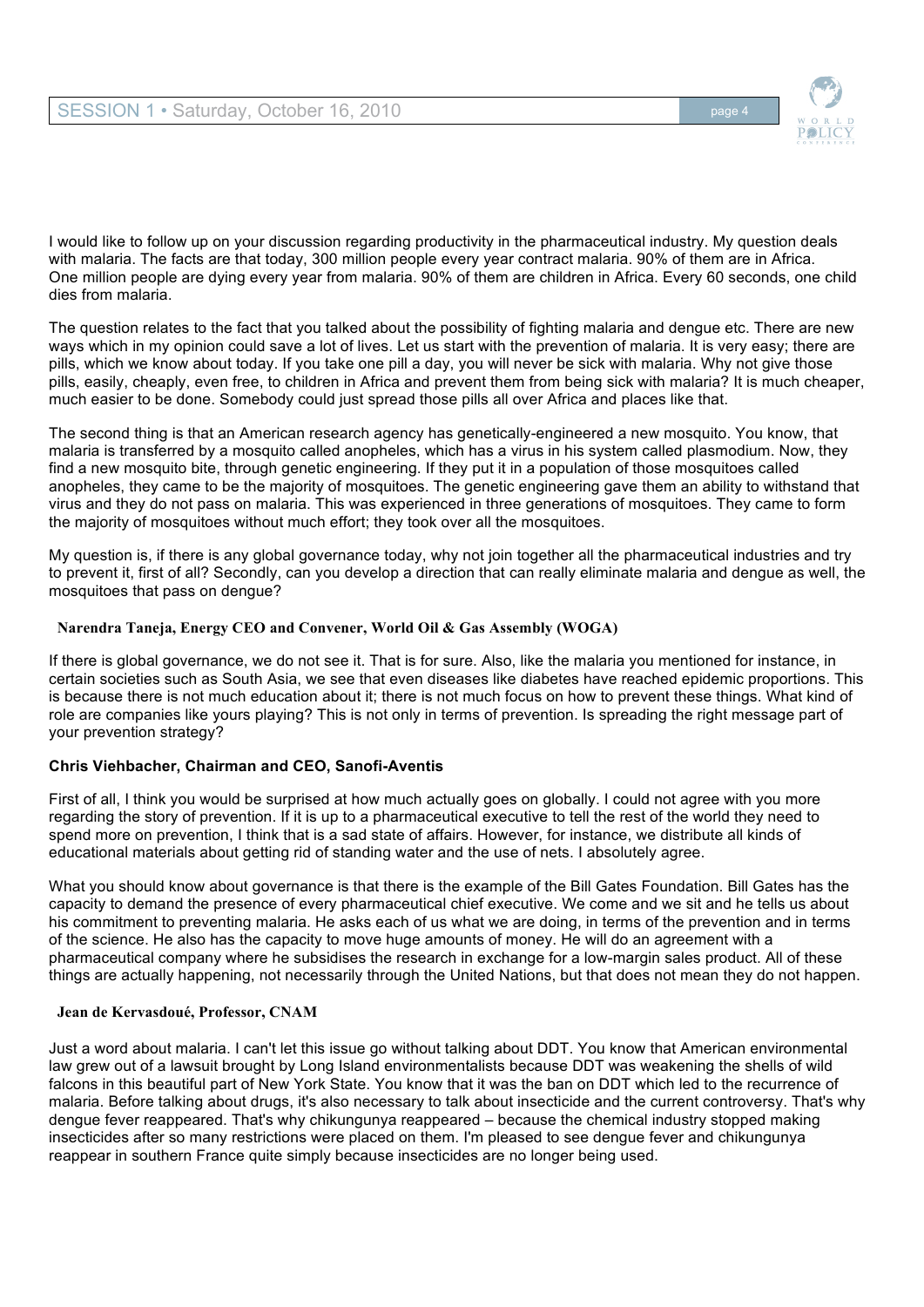I would like to follow up on your discussion regarding productivity in the pharmaceutical industry. My question deals with malaria. The facts are that today, 300 million people every year contract malaria. 90% of them are in Africa. One million people are dying every year from malaria. 90% of them are children in Africa. Every 60 seconds, one child dies from malaria.

The question relates to the fact that you talked about the possibility of fighting malaria and dengue etc. There are new ways which in my opinion could save a lot of lives. Let us start with the prevention of malaria. It is very easy; there are pills, which we know about today. If you take one pill a day, you will never be sick with malaria. Why not give those pills, easily, cheaply, even free, to children in Africa and prevent them from being sick with malaria? It is much cheaper, much easier to be done. Somebody could just spread those pills all over Africa and places like that.

The second thing is that an American research agency has genetically-engineered a new mosquito. You know, that malaria is transferred by a mosquito called anopheles, which has a virus in his system called plasmodium. Now, they find a new mosquito bite, through genetic engineering. If they put it in a population of those mosquitoes called anopheles, they came to be the majority of mosquitoes. The genetic engineering gave them an ability to withstand that virus and they do not pass on malaria. This was experienced in three generations of mosquitoes. They came to form the majority of mosquitoes without much effort; they took over all the mosquitoes.

My question is, if there is any global governance today, why not join together all the pharmaceutical industries and try to prevent it, first of all? Secondly, can you develop a direction that can really eliminate malaria and dengue as well, the mosquitoes that pass on dengue?

**Narendra Taneja, Energy CEO and Convener, World Oil & Gas Assembly (WOGA)**

If there is global governance, we do not see it. That is for sure. Also, like the malaria you mentioned for instance, in certain societies such as South Asia, we see that even diseases like diabetes have reached epidemic proportions. This is because there is not much education about it; there is not much focus on how to prevent these things. What kind of role are companies like yours playing? This is not only in terms of prevention. Is spreading the right message part of your prevention strategy?

**Chris Viehbacher, Chairman and CEO, Sanofi-Aventis**

First of all, I think you would be surprised at how much actually goes on globally. I could not agree with you more regarding the story of prevention. If it is up to a pharmaceutical executive to tell the rest of the world they need to spend more on prevention, I think that is a sad state of affairs. However, for instance, we distribute all kinds of educational materials about getting rid of standing water and the use of nets. I absolutely agree.

What you should know about governance is that there is the example of the Bill Gates Foundation. Bill Gates has the capacity to demand the presence of every pharmaceutical chief executive. We come and we sit and he tells us about his commitment to preventing malaria. He asks each of us what we are doing, in terms of the prevention and in terms of the science. He also has the capacity to move huge amounts of money. He will do an agreement with a pharmaceutical company where he subsidises the research in exchange for a low-margin sales product. All of these things are actually happening, not necessarily through the United Nations, but that does not mean they do not happen.

**Jean de Kervasdoué, Professor, CNAM**

Just a word about malaria. I can't let this issue go without talking about DDT. You know that American environmental law grew out of a lawsuit brought by Long Island environmentalists because DDT was weakening the shells of wild falcons in this beautiful part of New York State. You know that it was the ban on DDT which led to the recurrence of malaria. Before talking about drugs, it's also necessary to talk about insecticide and the current controversy. That's why dengue fever reappeared. That's why chikungunya reappeared – because the chemical industry stopped making insecticides after so many restrictions were placed on them. I'm pleased to see dengue fever and chikungunya reappear in southern France quite simply because insecticides are no longer being used.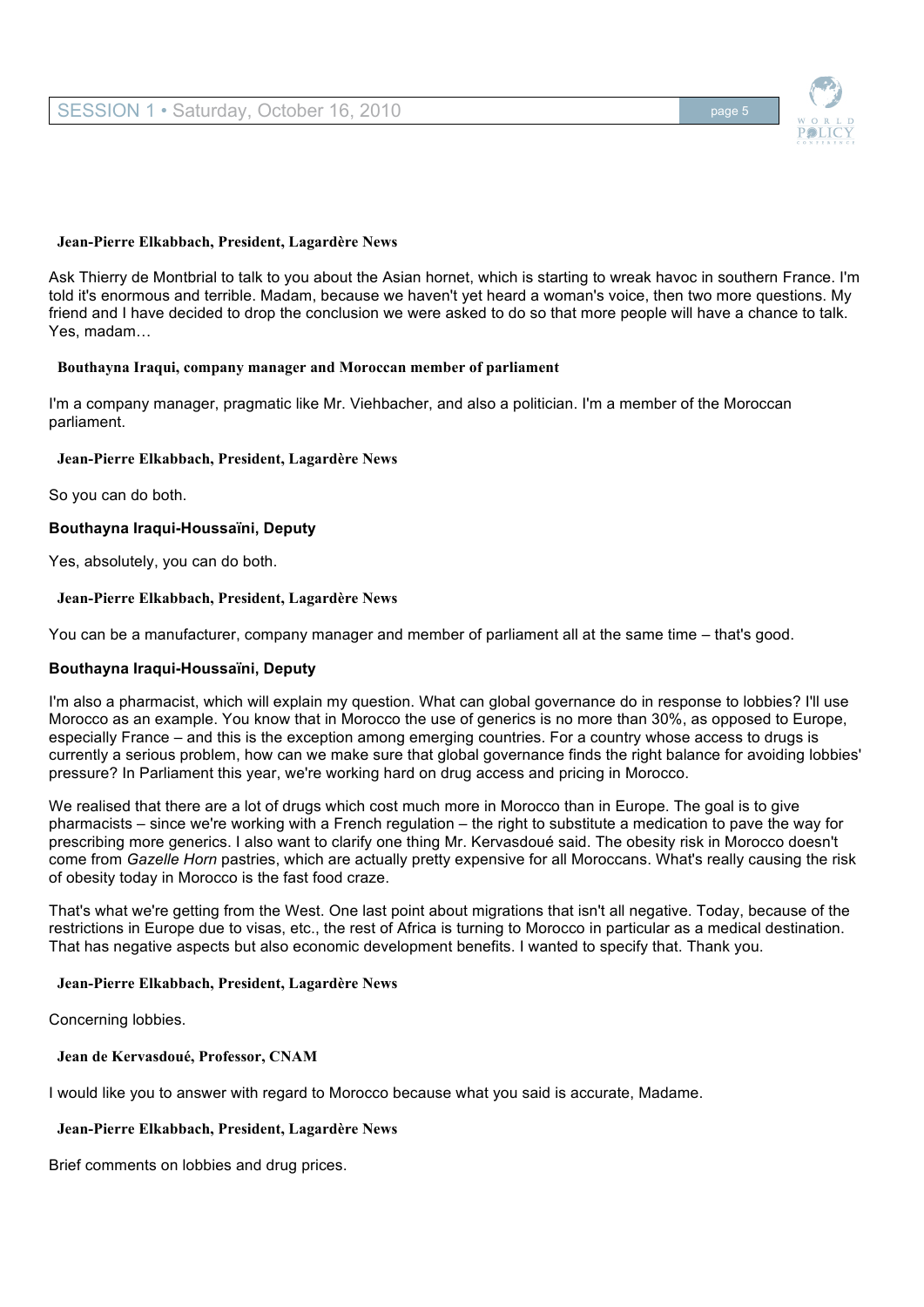**Jean-Pierre Elkabbach, President, Lagardère News**

Ask Thierry de Montbrial to talk to you about the Asian hornet, which is starting to wreak havoc in southern France. I'm told it's enormous and terrible. Madam, because we haven't yet heard a woman's voice, then two more questions. My friend and I have decided to drop the conclusion we were asked to do so that more people will have a chance to talk. Yes, madam…

**Bouthayna Iraqui, company manager and Moroccan member of parliament**

I'm a company manager, pragmatic like Mr. Viehbacher, and also a politician. I'm a member of the Moroccan parliament.

**Jean-Pierre Elkabbach, President, Lagardère News**

So you can do both.

**Bouthayna Iraqui-Houssaïni, Deputy**

Yes, absolutely, you can do both.

**Jean-Pierre Elkabbach, President, Lagardère News**

You can be a manufacturer, company manager and member of parliament all at the same time – that's good.

**Bouthayna Iraqui-Houssaïni, Deputy**

I'm also a pharmacist, which will explain my question. What can global governance do in response to lobbies? I'll use Morocco as an example. You know that in Morocco the use of generics is no more than 30%, as opposed to Europe, especially France – and this is the exception among emerging countries. For a country whose access to drugs is currently a serious problem, how can we make sure that global governance finds the right balance for avoiding lobbies' pressure? In Parliament this year, we're working hard on drug access and pricing in Morocco.

We realised that there are a lot of drugs which cost much more in Morocco than in Europe. The goal is to give pharmacists – since we're working with a French regulation – the right to substitute a medication to pave the way for prescribing more generics. I also want to clarify one thing Mr. Kervasdoué said. The obesity risk in Morocco doesn't come from *Gazelle Horn* pastries, which are actually pretty expensive for all Moroccans. What's really causing the risk of obesity today in Morocco is the fast food craze.

That's what we're getting from the West. One last point about migrations that isn't all negative. Today, because of the restrictions in Europe due to visas, etc., the rest of Africa is turning to Morocco in particular as a medical destination. That has negative aspects but also economic development benefits. I wanted to specify that. Thank you.

**Jean-Pierre Elkabbach, President, Lagardère News**

Concerning lobbies.

**Jean de Kervasdoué, Professor, CNAM**

I would like you to answer with regard to Morocco because what you said is accurate, Madame.

**Jean-Pierre Elkabbach, President, Lagardère News**

Brief comments on lobbies and drug prices.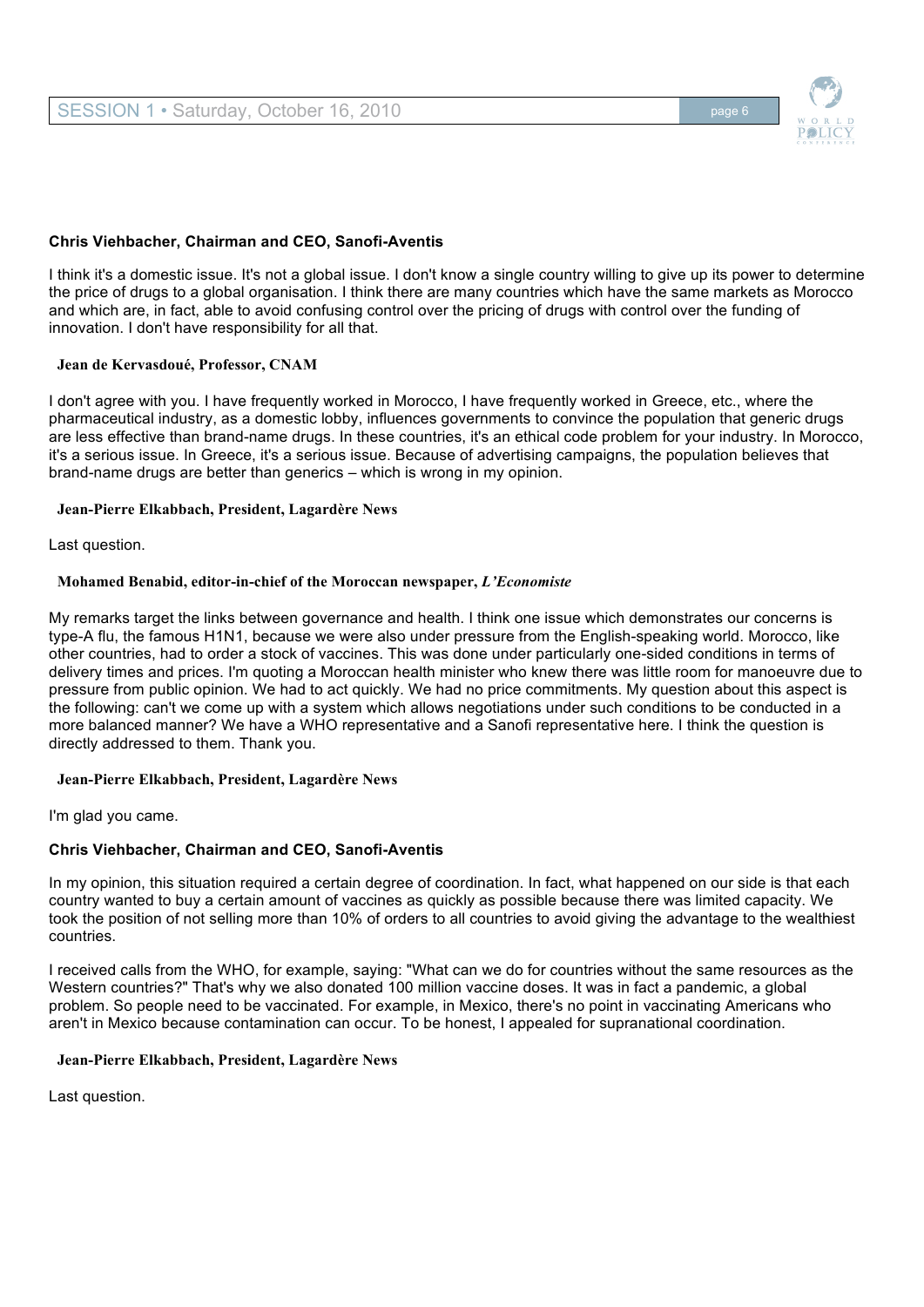**Chris Viehbacher, Chairman and CEO, Sanofi-Aventis**

I think it's a domestic issue. It's not a global issue. I don't know a single country willing to give up its power to determine the price of drugs to a global organisation. I think there are many countries which have the same markets as Morocco and which are, in fact, able to avoid confusing control over the pricing of drugs with control over the funding of innovation. I don't have responsibility for all that.

**Jean de Kervasdoué, Professor, CNAM**

I don't agree with you. I have frequently worked in Morocco, I have frequently worked in Greece, etc., where the pharmaceutical industry, as a domestic lobby, influences governments to convince the population that generic drugs are less effective than brand-name drugs. In these countries, it's an ethical code problem for your industry. In Morocco, it's a serious issue. In Greece, it's a serious issue. Because of advertising campaigns, the population believes that brand-name drugs are better than generics – which is wrong in my opinion.

**Jean-Pierre Elkabbach, President, Lagardère News**

Last question.

**Mohamed Benabid, editor-in-chief of the Moroccan newspaper, *L'Economiste***

My remarks target the links between governance and health. I think one issue which demonstrates our concerns is type-A flu, the famous H1N1, because we were also under pressure from the English-speaking world. Morocco, like other countries, had to order a stock of vaccines. This was done under particularly one-sided conditions in terms of delivery times and prices. I'm quoting a Moroccan health minister who knew there was little room for manoeuvre due to pressure from public opinion. We had to act quickly. We had no price commitments. My question about this aspect is the following: can't we come up with a system which allows negotiations under such conditions to be conducted in a more balanced manner? We have a WHO representative and a Sanofi representative here. I think the question is directly addressed to them. Thank you.

**Jean-Pierre Elkabbach, President, Lagardère News**

I'm glad you came.

**Chris Viehbacher, Chairman and CEO, Sanofi-Aventis**

In my opinion, this situation required a certain degree of coordination. In fact, what happened on our side is that each country wanted to buy a certain amount of vaccines as quickly as possible because there was limited capacity. We took the position of not selling more than 10% of orders to all countries to avoid giving the advantage to the wealthiest countries.

I received calls from the WHO, for example, saying: "What can we do for countries without the same resources as the Western countries?" That's why we also donated 100 million vaccine doses. It was in fact a pandemic, a global problem. So people need to be vaccinated. For example, in Mexico, there's no point in vaccinating Americans who aren't in Mexico because contamination can occur. To be honest, I appealed for supranational coordination.

**Jean-Pierre Elkabbach, President, Lagardère News**

Last question.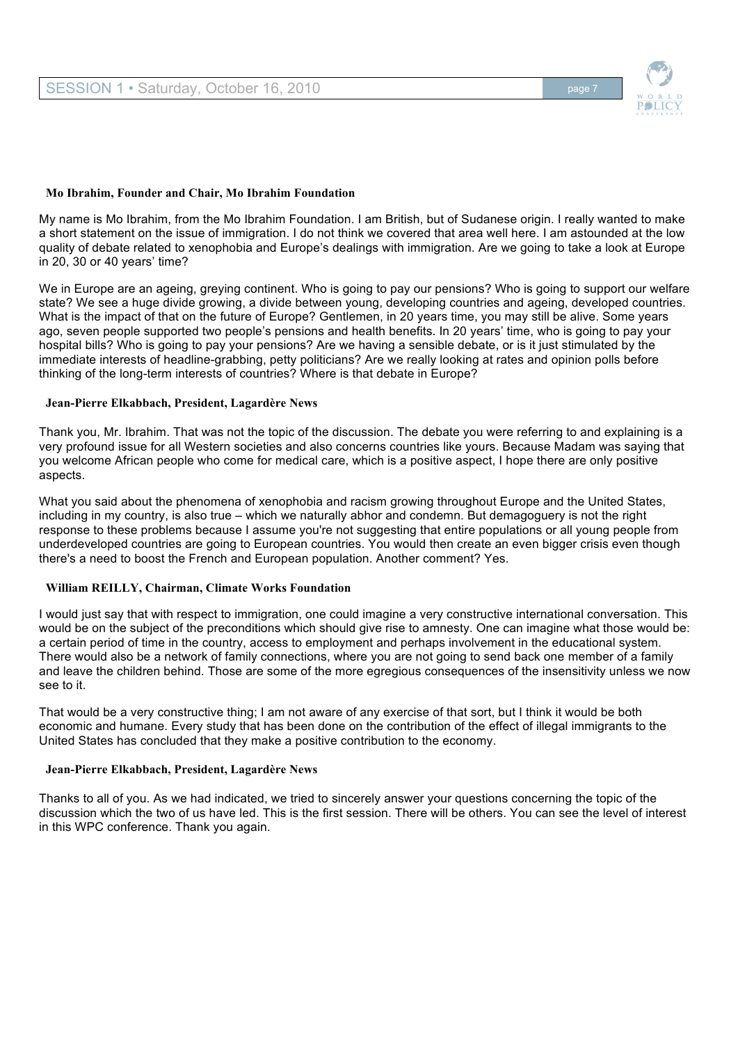**Mo Ibrahim, Founder and Chair, Mo Ibrahim Foundation**

My name is Mo Ibrahim, from the Mo Ibrahim Foundation. I am British, but of Sudanese origin. I really wanted to make a short statement on the issue of immigration. I do not think we covered that area well here. I am astounded at the low quality of debate related to xenophobia and Europe's dealings with immigration. Are we going to take a look at Europe in 20, 30 or 40 years' time?

We in Europe are an ageing, greying continent. Who is going to pay our pensions? Who is going to support our welfare state? We see a huge divide growing, a divide between young, developing countries and ageing, developed countries. What is the impact of that on the future of Europe? Gentlemen, in 20 years time, you may still be alive. Some years ago, seven people supported two people's pensions and health benefits. In 20 years' time, who is going to pay your hospital bills? Who is going to pay your pensions? Are we having a sensible debate, or is it just stimulated by the immediate interests of headline-grabbing, petty politicians? Are we really looking at rates and opinion polls before thinking of the long-term interests of countries? Where is that debate in Europe?

**Jean-Pierre Elkabbach, President, Lagardère News**

Thank you, Mr. Ibrahim. That was not the topic of the discussion. The debate you were referring to and explaining is a very profound issue for all Western societies and also concerns countries like yours. Because Madam was saying that you welcome African people who come for medical care, which is a positive aspect, I hope there are only positive aspects.

What you said about the phenomena of xenophobia and racism growing throughout Europe and the United States, including in my country, is also true – which we naturally abhor and condemn. But demagoguery is not the right response to these problems because I assume you're not suggesting that entire populations or all young people from underdeveloped countries are going to European countries. You would then create an even bigger crisis even though there's a need to boost the French and European population. Another comment? Yes.

**William REILLY, Chairman, Climate Works Foundation**

I would just say that with respect to immigration, one could imagine a very constructive international conversation. This would be on the subject of the preconditions which should give rise to amnesty. One can imagine what those would be: a certain period of time in the country, access to employment and perhaps involvement in the educational system. There would also be a network of family connections, where you are not going to send back one member of a family and leave the children behind. Those are some of the more egregious consequences of the insensitivity unless we now see to it.

That would be a very constructive thing; I am not aware of any exercise of that sort, but I think it would be both economic and humane. Every study that has been done on the contribution of the effect of illegal immigrants to the United States has concluded that they make a positive contribution to the economy.

**Jean-Pierre Elkabbach, President, Lagardère News**

Thanks to all of you. As we had indicated, we tried to sincerely answer your questions concerning the topic of the discussion which the two of us have led. This is the first session. There will be others. You can see the level of interest in this WPC conference. Thank you again.